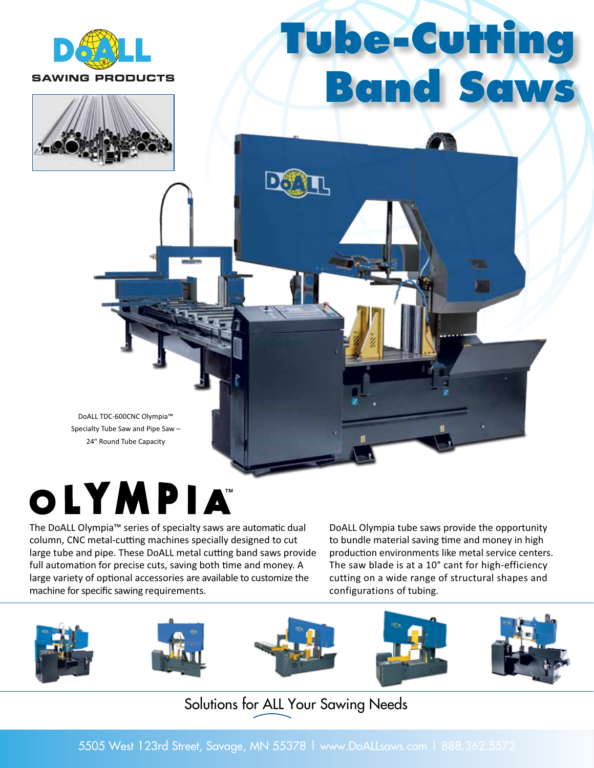DoALL SAWING PRODUCTS

# Tube-Cutting Band Saws

DoALL TDC-600CNC Olympia™ Specialty Tube Saw and Pipe Saw – 24" Round Tube Capacity

## OLYMPIA™

The DoALL Olympia™ series of specialty saws are automatic dual column, CNC metal-cutting machines specially designed to cut large tube and pipe. These DoALL metal cutting band saws provide full automation for precise cuts, saving both time and money. A large variety of optional accessories are available to customize the machine for specific sawing requirements.

DoALL Olympia tube saws provide the opportunity to bundle material saving time and money in high production environments like metal service centers. The saw blade is at a 10° cant for high-efficiency cutting on a wide range of structural shapes and configurations of tubing.

Solutions for ALL Your Sawing Needs

5505 West 123rd Street, Savage, MN 55378 | www.DoALLsaws.com | 888.362.5572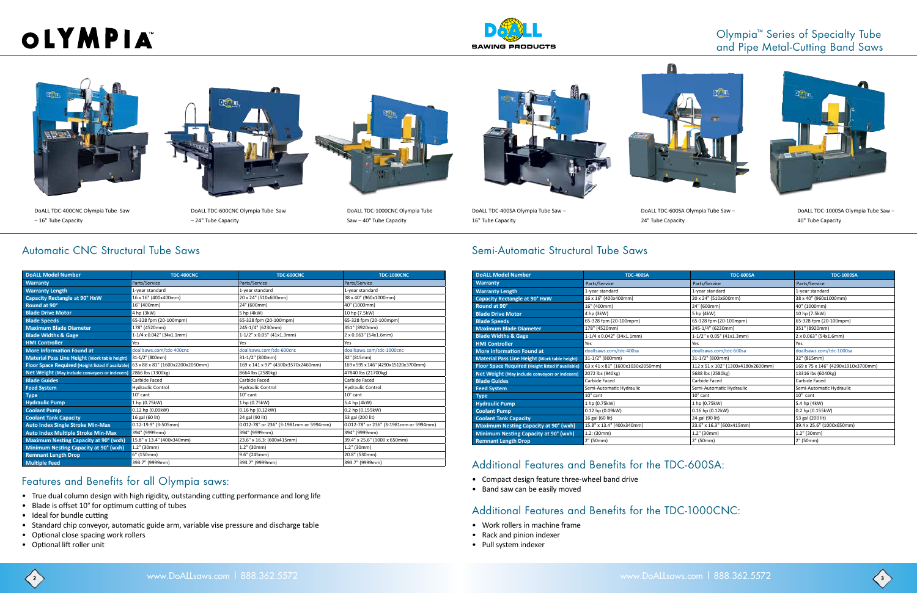# OLYMPIA™

DoALL SAWING PRODUCTS

## Olympia™ Series of Specialty Tube and Pipe Metal-Cutting Band Saws

DoALL TDC-400CNC Olympia Tube Saw – 16" Tube Capacity

DoALL TDC-600CNC Olympia Tube Saw – 24" Tube Capacity

DoALL TDC-1000CNC Olympia Tube Saw – 40" Tube Capacity

DoALL TDC-400SA Olympia Tube Saw – 16" Tube Capacity

DoALL TDC-600SA Olympia Tube Saw – 24" Tube Capacity

DoALL TDC-1000SA Olympia Tube Saw – 40" Tube Capacity

## Automatic CNC Structural Tube Saws

| DoALL Model Number | TDC-400CNC | TDC-600CNC | TDC-1000CNC |
|---|---|---|---|
| Warranty | Parts/Service | Parts/Service | Parts/Service |
| Warranty Length | 1-year standard | 1-year standard | 1-year standard |
| Capacity Rectangle at 90° HxW | 16 x 16" (400x400mm) | 20 x 24" (510x600mm) | 38 x 40" (960x1000mm) |
| Round at 90° | 16" (400mm) | 24" (600mm) | 40" (1000mm) |
| Blade Drive Motor | 4 hp (3kW) | 5 hp (4kW) | 10 hp (7.5kW) |
| Blade Speeds | 65-328 fpm (20-100mpm) | 65-328 fpm (20-100mpm) | 65-328 fpm (20-100mpm) |
| Maximum Blade Diameter | 178" (4520mm) | 245-1/4" (6230mm) | 351" (8920mm) |
| Blade Widths & Gage | 1-1/4 x 0.042" (34x1.1mm) | 1-1/2" x 0.05" (41x1.3mm) | 2 x 0.063" (54x1.6mm) |
| HMI Controller | Yes | Yes | Yes |
| More Information Found at | doallsaws.com/tdc-400cnc | doallsaws.com/tdc-600cnc | doallsaws.com/tdc-1000cnc |
| Material Pass Line Height (Work table height) | 31-1/2" (800mm) | 31-1/2" (800mm) | 32" (815mm) |
| Floor Space Required (Height listed if available) | 63 x 88 x 81" (1600x2200x2050mm) | 169 x 141 x 97" (4300x3570x2460mm) | 169 x 595 x 146" (4290x15120x3700mm) |
| Net Weight (May include conveyors or indexers) | 2866 lbs (1300kg) | 8664 lbs (2580kg) | 47840 lbs (21700kg) |
| Blade Guides | Carbide Faced | Carbide Faced | Carbide Faced |
| Feed System | Hydraulic Control | Hydraulic Control | Hydraulic Control |
| Type | 10° cant | 10° cant | 10° cant |
| Hydraulic Pump | 1 hp (0.75kW) | 1 hp (0.75kW) | 5.4 hp (4kW) |
| Coolant Pump | 0.12 hp (0.09kW) | 0.16 hp (0.12kW) | 0.2 hp (0.155kW) |
| Coolant Tank Capacity | 16 gal (60 lit) | 24 gal (90 lit) | 53 gal (200 lit) |
| Auto Index Single Stroke Min-Max | 0.12-19.9" (3-505mm) | 0.012-78" or 236" (3-1981mm or 5994mm) | 0.012-78" or 236" (3-1981mm or 5994mm) |
| Auto Index Multiple Stroke Min-Max | 394" (9999mm) | 394" (9999mm) | 394" (9999mm) |
| Maximum Nesting Capacity at 90° (wxh) | 15.8" x 13.4" (400x340mm) | 23.6" x 16.3: (600x415mm) | 39.4" x 25.6" (1000 x 650mm) |
| Minimum Nesting Capacity at 90° (wxh) | 1.2" (30mm) | 1.2" (30mm) | 1.2" (30mm) |
| Remnant Length Drop | 6" (150mm) | 9.6" (245mm) | 20.8" (530mm) |
| Multiple Feed | 393.7" (9999mm) | 393.7" (9999mm) | 393.7" (9999mm) |

## Features and Benefits for all Olympia saws:

- True dual column design with high rigidity, outstanding cutting performance and long life
- Blade is offset 10° for optimum cutting of tubes
- Ideal for bundle cutting
- Standard chip conveyor, automatic guide arm, variable vise pressure and discharge table
- Optional close spacing work rollers
- Optional lift roller unit

## Semi-Automatic Structural Tube Saws

| DoALL Model Number | TDC-400SA | TDC-600SA | TDC-1000SA |
|---|---|---|---|
| Warranty | Parts/Service | Parts/Service | Parts/Service |
| Warranty Length | 1-year standard | 1-year standard | 1-year standard |
| Capacity Rectangle at 90° HxW | 16 x 16" (400x400mm) | 20 x 24" (510x600mm) | 38 x 40" (960x1000mm) |
| Round at 90° | 16" (400mm) | 24" (600mm) | 40" (1000mm) |
| Blade Drive Motor | 4 hp (3kW) | 5 hp (4kW) | 10 hp (7.5kW) |
| Blade Speeds | 65-328 fpm (20-100mpm) | 65-328 fpm (20-100mpm) | 65-328 fpm (20-100mpm) |
| Maximum Blade Diameter | 178" (4520mm) | 245-1/4" (6230mm) | 351" (8920mm) |
| Blade Widths & Gage | 1-1/4 x 0.042" (34x1.1mm) | 1-1/2" x 0.05" (41x1.3mm) | 2 x 0.063" (54x1.6mm) |
| HMI Controller | Yes | Yes | Yes |
| More Information Found at | doallsaws.com/tdc-400sa | doallsaws.com/tdc-600sa | doallsaws.com/tdc-1000sa |
| Material Pass Line Height (Work table height) | 31-1/2" (800mm) | 31-1/2" (800mm) | 32" (815mm) |
| Floor Space Required (Height listed if available) | 63 x 41 x 81" (1600x1030x2050mm) | 112 x 51 x 102" (1300x4180x2600mm) | 169 x 75 x 146" (4290x1910x3700mm) |
| Net Weight (May include conveyors or indexers) | 2072 lbs (940kg) | 5688 lbs (2580kg) | 13316 lbs (6040kg) |
| Blade Guides | Carbide Faced | Carbide Faced | Carbide Faced |
| Feed System | Semi-Automatic Hydraulic | Semi-Automatic Hydraulic | Semi-Automatic Hydraulic |
| Type | 10° cant | 10° cant | 10° cant |
| Hydraulic Pump | 1 hp (0.75kW) | 1 hp (0.75kW) | 5.4 hp (4kW) |
| Coolant Pump | 0.12 hp (0.09kW) | 0.16 hp (0.12kW) | 0.2 hp (0.155kW) |
| Coolant Tank Capacity | 16 gal (60 lit) | 24 gal (90 lit) | 53 gal (200 lit) |
| Maximum Nesting Capacity at 90° (wxh) | 15.8" x 13.4" (400x340mm) | 23.6" x 16.3" (600x415mm) | 39.4 x 25.6" (1000x650mm) |
| Minimum Nesting Capacity at 90° (wxh) | 1.2: (30mm) | 1.2" (30mm) | 1.2" (30mm) |
| Remnant Length Drop | 2" (50mm) | 2" (50mm) | 2" (50mm) |

## Additional Features and Benefits for the TDC-600SA:

- Compact design feature three-wheel band drive
- Band saw can be easily moved

## Additional Features and Benefits for the TDC-1000CNC:

- Work rollers in machine frame
- Rack and pinion indexer
- Pull system indexer

www.DoALLsaws.com | 888.362.5572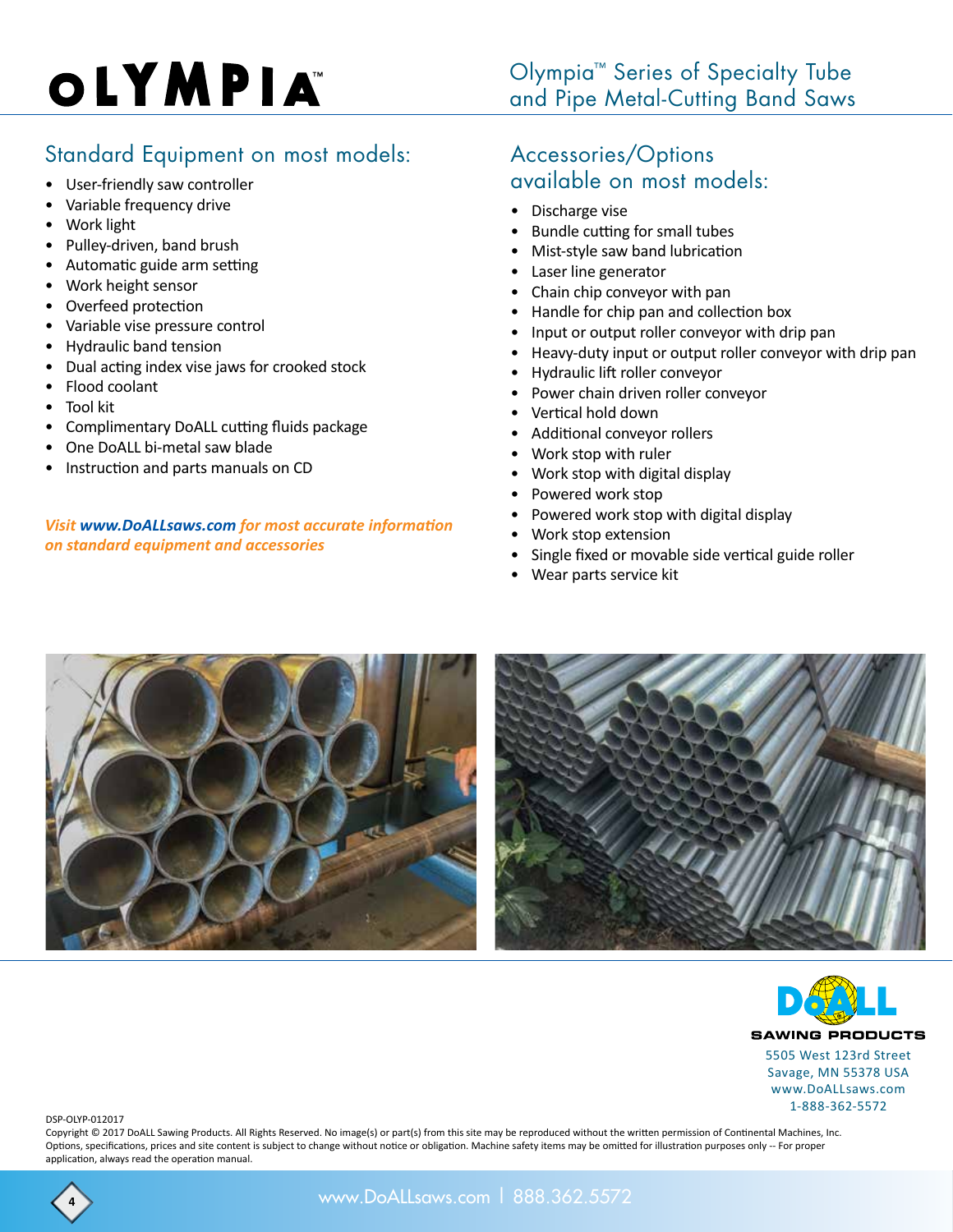# OLYMPIA™

## Olympia™ Series of Specialty Tube and Pipe Metal-Cutting Band Saws

## Standard Equipment on most models:

- User-friendly saw controller
- Variable frequency drive
- Work light
- Pulley-driven, band brush
- Automatic guide arm setting
- Work height sensor
- Overfeed protection
- Variable vise pressure control
- Hydraulic band tension
- Dual acting index vise jaws for crooked stock
- Flood coolant
- Tool kit
- Complimentary DoALL cutting fluids package
- One DoALL bi-metal saw blade
- Instruction and parts manuals on CD

*Visit **www.DoALLsaws.com** for most accurate information on standard equipment and accessories*

## Accessories/Options available on most models:

- Discharge vise
- Bundle cutting for small tubes
- Mist-style saw band lubrication
- Laser line generator
- Chain chip conveyor with pan
- Handle for chip pan and collection box
- Input or output roller conveyor with drip pan
- Heavy-duty input or output roller conveyor with drip pan
- Hydraulic lift roller conveyor
- Power chain driven roller conveyor
- Vertical hold down
- Additional conveyor rollers
- Work stop with ruler
- Work stop with digital display
- Powered work stop
- Powered work stop with digital display
- Work stop extension
- Single fixed or movable side vertical guide roller
- Wear parts service kit

DoALL SAWING PRODUCTS
5505 West 123rd Street
Savage, MN 55378 USA
www.DoALLsaws.com
1-888-362-5572

DSP-OLYP-012017

Copyright © 2017 DoALL Sawing Products. All Rights Reserved. No image(s) or part(s) from this site may be reproduced without the written permission of Continental Machines, Inc. Options, specifications, prices and site content is subject to change without notice or obligation. Machine safety items may be omitted for illustration purposes only -- For proper application, always read the operation manual.